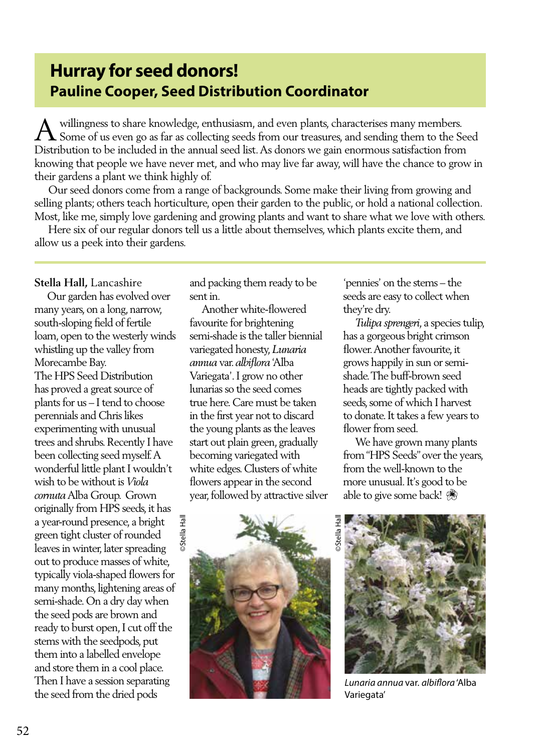# Hurray for seed donors!

## Pauline Cooper, Seed Distribution Coordinator

A willingness to share knowledge, enthusiasm, and even plants, characterises many members. Some of us even go as far as collecting seeds from our treasures, and sending them to the Seed Distribution to be included in the annual seed list. As donors we gain enormous satisfaction from knowing that people we have never met, and who may live far away, will have the chance to grow in their gardens a plant we think highly of.

Our seed donors come from a range of backgrounds. Some make their living from growing and selling plants; others teach horticulture, open their garden to the public, or hold a national collection. Most, like me, simply love gardening and growing plants and want to share what we love with others.

Here six of our regular donors tell us a little about themselves, which plants excite them, and allow us a peek into their gardens.

**Stella Hall,** Lancashire

Our garden has evolved over many years, on a long, narrow, south-sloping field of fertile loam, open to the westerly winds whistling up the valley from Morecambe Bay.
The HPS Seed Distribution has proved a great source of plants for us – I tend to choose perennials and Chris likes experimenting with unusual trees and shrubs. Recently I have been collecting seed myself. A wonderful little plant I wouldn't wish to be without is *Viola cornuta* Alba Group. Grown originally from HPS seeds, it has a year-round presence, a bright green tight cluster of rounded leaves in winter, later spreading out to produce masses of white, typically viola-shaped flowers for many months, lightening areas of semi-shade. On a dry day when the seed pods are brown and ready to burst open, I cut off the stems with the seedpods, put them into a labelled envelope and store them in a cool place. Then I have a session separating the seed from the dried pods and packing them ready to be sent in.

Another white-flowered favourite for brightening semi-shade is the taller biennial variegated honesty, *Lunaria annua* var. *albiflora* 'Alba Variegata'. I grow no other lunarias so the seed comes true here. Care must be taken in the first year not to discard the young plants as the leaves start out plain green, gradually becoming variegated with white edges. Clusters of white flowers appear in the second year, followed by attractive silver 'pennies' on the stems – the seeds are easy to collect when they're dry.

*Tulipa sprengeri*, a species tulip, has a gorgeous bright crimson flower. Another favourite, it grows happily in sun or semi-shade. The buff-brown seed heads are tightly packed with seeds, some of which I harvest to donate. It takes a few years to flower from seed.

We have grown many plants from "HPS Seeds" over the years, from the well-known to the more unusual. It's good to be able to give some back! ❀

©Stella Hall

©Stella Hall

*Lunaria annua* var. *albiflora* 'Alba Variegata'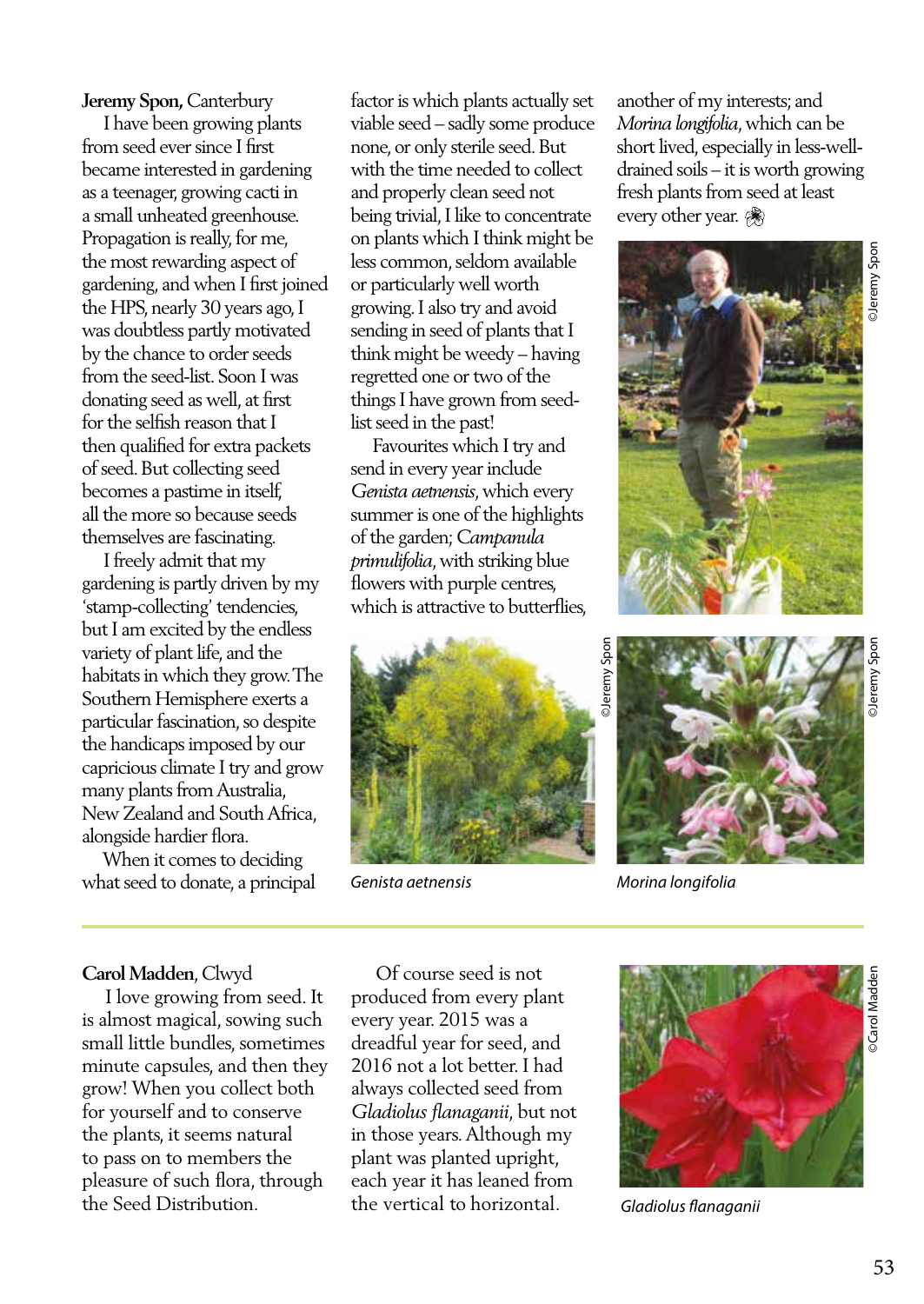**Jeremy Spon,** Canterbury

I have been growing plants from seed ever since I first became interested in gardening as a teenager, growing cacti in a small unheated greenhouse. Propagation is really, for me, the most rewarding aspect of gardening, and when I first joined the HPS, nearly 30 years ago, I was doubtless partly motivated by the chance to order seeds from the seed-list. Soon I was donating seed as well, at first for the selfish reason that I then qualified for extra packets of seed. But collecting seed becomes a pastime in itself, all the more so because seeds themselves are fascinating.

I freely admit that my gardening is partly driven by my 'stamp-collecting' tendencies, but I am excited by the endless variety of plant life, and the habitats in which they grow. The Southern Hemisphere exerts a particular fascination, so despite the handicaps imposed by our capricious climate I try and grow many plants from Australia, New Zealand and South Africa, alongside hardier flora.

When it comes to deciding what seed to donate, a principal factor is which plants actually set viable seed – sadly some produce none, or only sterile seed. But with the time needed to collect and properly clean seed not being trivial, I like to concentrate on plants which I think might be less common, seldom available or particularly well worth growing. I also try and avoid sending in seed of plants that I think might be weedy – having regretted one or two of the things I have grown from seed-list seed in the past!

Favourites which I try and send in every year include *Genista aetnensis*, which every summer is one of the highlights of the garden; *Campanula primulifolia*, with striking blue flowers with purple centres, which is attractive to butterflies, another of my interests; and *Morina longifolia*, which can be short lived, especially in less-well-drained soils – it is worth growing fresh plants from seed at least every other year.

©Jeremy Spon

©Jeremy Spon

*Genista aetnensis*

©Jeremy Spon

*Morina longifolia*

---

**Carol Madden**, Clwyd

I love growing from seed. It is almost magical, sowing such small little bundles, sometimes minute capsules, and then they grow! When you collect both for yourself and to conserve the plants, it seems natural to pass on to members the pleasure of such flora, through the Seed Distribution.

Of course seed is not produced from every plant every year. 2015 was a dreadful year for seed, and 2016 not a lot better. I had always collected seed from *Gladiolus flanaganii*, but not in those years. Although my plant was planted upright, each year it has leaned from the vertical to horizontal.

©Carol Madden

*Gladiolus flanaganii*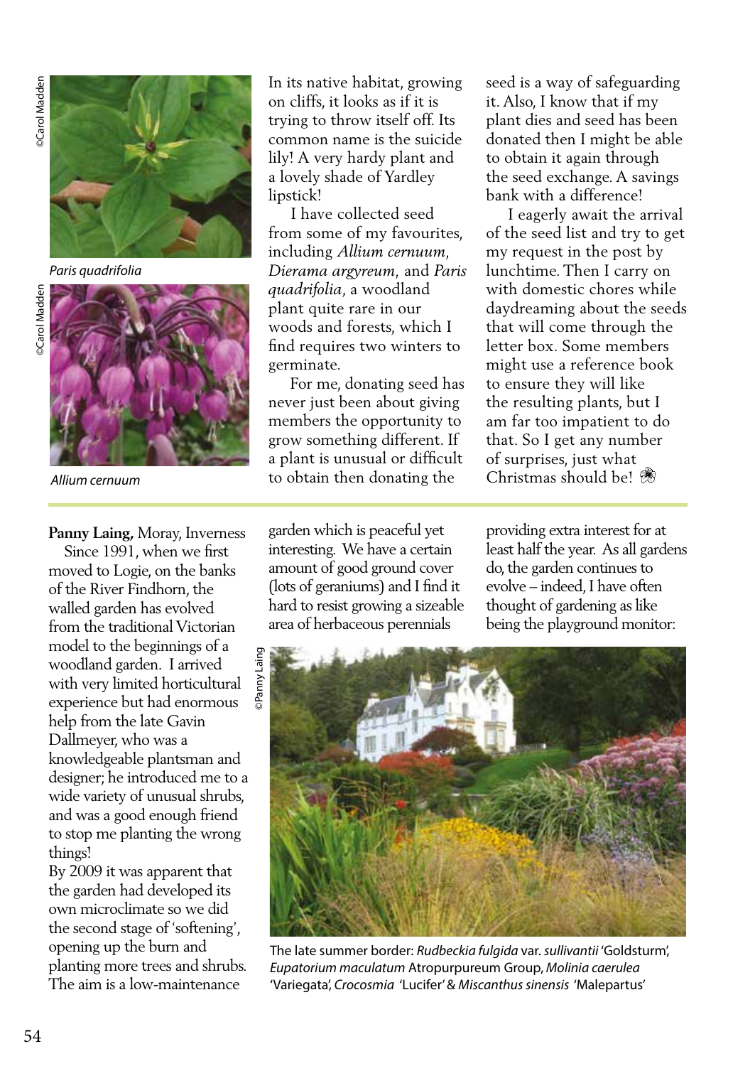Paris quadrifolia

Allium cernuum

In its native habitat, growing on cliffs, it looks as if it is trying to throw itself off. Its common name is the suicide lily! A very hardy plant and a lovely shade of Yardley lipstick!

I have collected seed from some of my favourites, including *Allium cernuum*, *Dierama argyreum*, and *Paris quadrifolia*, a woodland plant quite rare in our woods and forests, which I find requires two winters to germinate.

For me, donating seed has never just been about giving members the opportunity to grow something different. If a plant is unusual or difficult to obtain then donating the seed is a way of safeguarding it. Also, I know that if my plant dies and seed has been donated then I might be able to obtain it again through the seed exchange. A savings bank with a difference!

I eagerly await the arrival of the seed list and try to get my request in the post by lunchtime. Then I carry on with domestic chores while daydreaming about the seeds that will come through the letter box. Some members might use a reference book to ensure they will like the resulting plants, but I am far too impatient to do that. So I get any number of surprises, just what Christmas should be!

---

**Panny Laing,** Moray, Inverness

Since 1991, when we first moved to Logie, on the banks of the River Findhorn, the walled garden has evolved from the traditional Victorian model to the beginnings of a woodland garden. I arrived with very limited horticultural experience but had enormous help from the late Gavin Dallmeyer, who was a knowledgeable plantsman and designer; he introduced me to a wide variety of unusual shrubs, and was a good enough friend to stop me planting the wrong things!

By 2009 it was apparent that the garden had developed its own microclimate so we did the second stage of 'softening', opening up the burn and planting more trees and shrubs. The aim is a low-maintenance garden which is peaceful yet interesting. We have a certain amount of good ground cover (lots of geraniums) and I find it hard to resist growing a sizeable area of herbaceous perennials providing extra interest for at least half the year. As all gardens do, the garden continues to evolve – indeed, I have often thought of gardening as like being the playground monitor:

The late summer border: *Rudbeckia fulgida* var. *sullivantii* 'Goldsturm', *Eupatorium maculatum* Atropurpureum Group, *Molinia caerulea* 'Variegata', *Crocosmia* 'Lucifer' & *Miscanthus sinensis* 'Malepartus'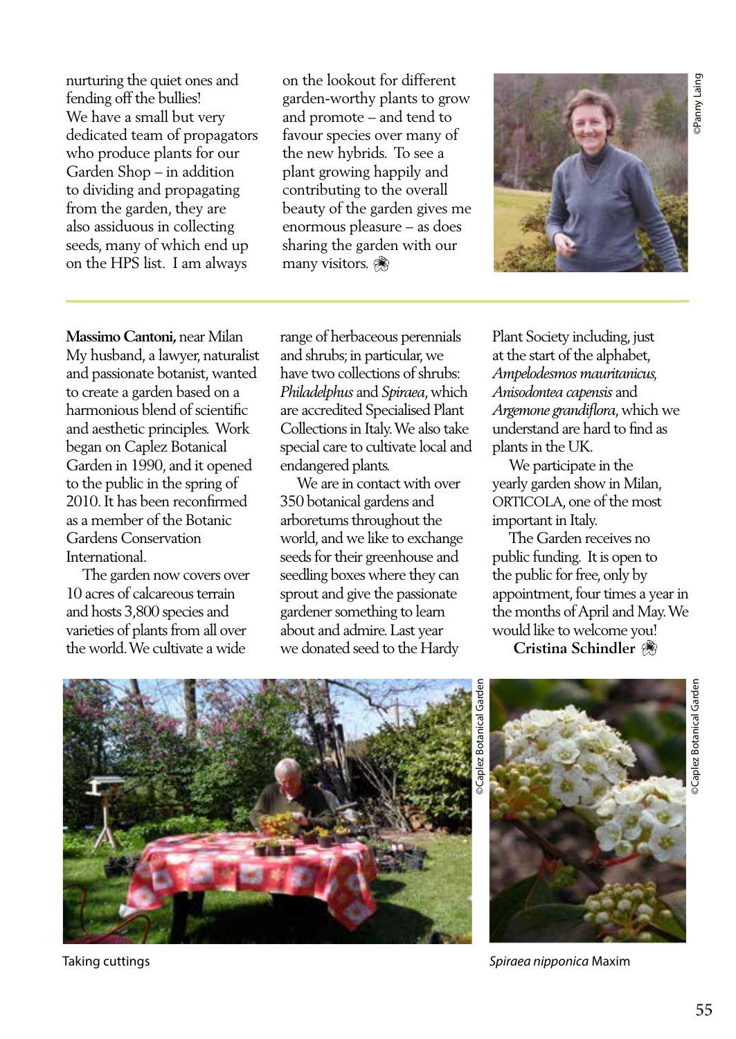nurturing the quiet ones and fending off the bullies!
We have a small but very dedicated team of propagators who produce plants for our Garden Shop – in addition to dividing and propagating from the garden, they are also assiduous in collecting seeds, many of which end up on the HPS list. I am always on the lookout for different garden-worthy plants to grow and promote – and tend to favour species over many of the new hybrids. To see a plant growing happily and contributing to the overall beauty of the garden gives me enormous pleasure – as does sharing the garden with our many visitors. ❀

©Panny Laing

---

**Massimo Cantoni,** near Milan
My husband, a lawyer, naturalist and passionate amateur botanist, wanted to create a garden based on a harmonious blend of scientific and aesthetic principles. Work began on Caplez Botanical Garden in 1990, and it opened to the public in the spring of 2010. It has been reconfirmed as a member of the Botanic Gardens Conservation International.

The garden now covers over 10 acres of calcareous terrain and hosts 3,800 species and varieties of plants from all over the world. We cultivate a wide range of herbaceous perennials and shrubs; in particular, we have two collections of shrubs: *Philadelphus* and *Spiraea*, which are accredited Specialised Plant Collections in Italy. We also take special care to cultivate local and endangered plants.

We are in contact with over 350 botanical gardens and arboretums throughout the world, and we like to exchange seeds for their greenhouse and seedling boxes where they can sprout and give the passionate gardener something to learn about and admire. Last year we donated seed to the Hardy Plant Society including, just at the start of the alphabet, *Ampelodesmos mauritanicus, Anisodontea capensis* and *Argemone grandiflora*, which we understand are hard to find as plants in the UK.

We participate in the yearly garden show in Milan, ORTICOLA, one of the most important in Italy.

The Garden receives no public funding. It is open to the public for free, only by appointment, four times a year in the months of April and May. We would like to welcome you!

**Cristina Schindler** ❀

©Caplez Botanical Garden

Taking cuttings

©Caplez Botanical Garden

*Spiraea nipponica* Maxim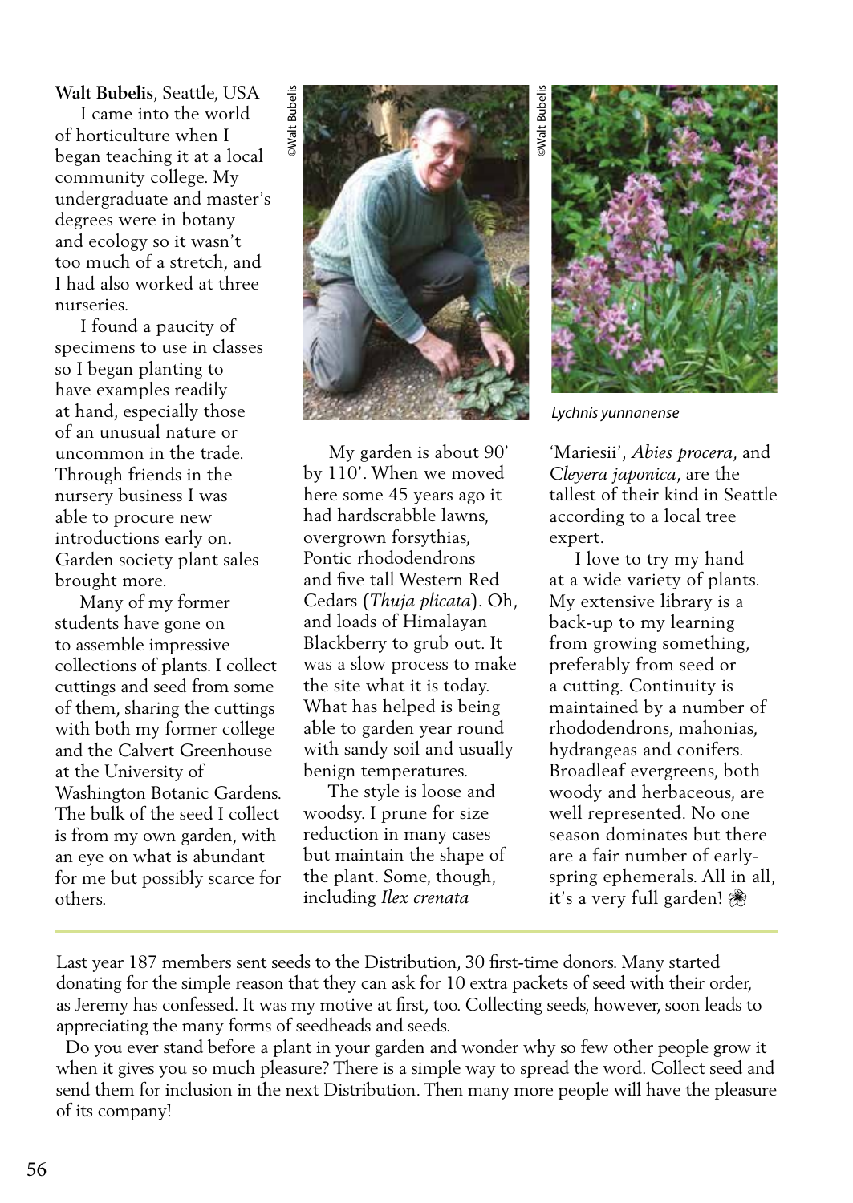**Walt Bubelis**, Seattle, USA

I came into the world of horticulture when I began teaching it at a local community college. My undergraduate and master's degrees were in botany and ecology so it wasn't too much of a stretch, and I had also worked at three nurseries.

I found a paucity of specimens to use in classes so I began planting to have examples readily at hand, especially those of an unusual nature or uncommon in the trade. Through friends in the nursery business I was able to procure new introductions early on. Garden society plant sales brought more.

Many of my former students have gone on to assemble impressive collections of plants. I collect cuttings and seed from some of them, sharing the cuttings with both my former college and the Calvert Greenhouse at the University of Washington Botanic Gardens. The bulk of the seed I collect is from my own garden, with an eye on what is abundant for me but possibly scarce for others.

©Walt Bubelis

My garden is about 90' by 110'. When we moved here some 45 years ago it had hardscrabble lawns, overgrown forsythias, Pontic rhododendrons and five tall Western Red Cedars (*Thuja plicata*). Oh, and loads of Himalayan Blackberry to grub out. It was a slow process to make the site what it is today. What has helped is being able to garden year round with sandy soil and usually benign temperatures.

The style is loose and woodsy. I prune for size reduction in many cases but maintain the shape of the plant. Some, though, including *Ilex crenata* 'Mariesii', *Abies procera*, and *Cleyera japonica*, are the tallest of their kind in Seattle according to a local tree expert.

©Walt Bubelis

*Lychnis yunnanense*

I love to try my hand at a wide variety of plants. My extensive library is a back-up to my learning from growing something, preferably from seed or a cutting. Continuity is maintained by a number of rhododendrons, mahonias, hydrangeas and conifers. Broadleaf evergreens, both woody and herbaceous, are well represented. No one season dominates but there are a fair number of early-spring ephemerals. All in all, it's a very full garden!

---

Last year 187 members sent seeds to the Distribution, 30 first-time donors. Many started donating for the simple reason that they can ask for 10 extra packets of seed with their order, as Jeremy has confessed. It was my motive at first, too. Collecting seeds, however, soon leads to appreciating the many forms of seedheads and seeds.

Do you ever stand before a plant in your garden and wonder why so few other people grow it when it gives you so much pleasure? There is a simple way to spread the word. Collect seed and send them for inclusion in the next Distribution. Then many more people will have the pleasure of its company!